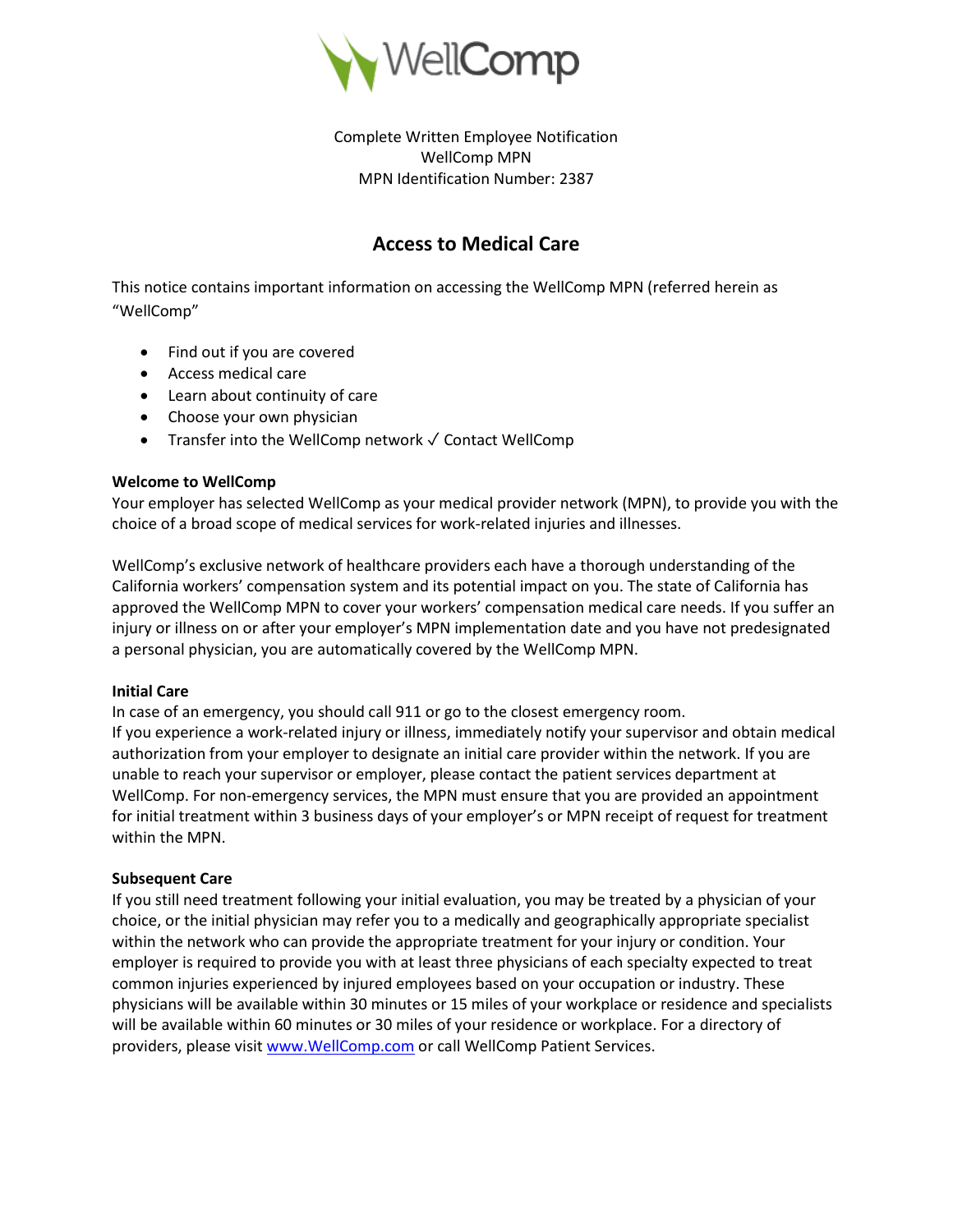WellComp

Complete Written Employee Notification
WellComp MPN
MPN Identification Number: 2387

## Access to Medical Care

This notice contains important information on accessing the WellComp MPN (referred herein as "WellComp"

- Find out if you are covered
- Access medical care
- Learn about continuity of care
- Choose your own physician
- Transfer into the WellComp network ✓ Contact WellComp

**Welcome to WellComp**
Your employer has selected WellComp as your medical provider network (MPN), to provide you with the choice of a broad scope of medical services for work-related injuries and illnesses.

WellComp's exclusive network of healthcare providers each have a thorough understanding of the California workers' compensation system and its potential impact on you. The state of California has approved the WellComp MPN to cover your workers' compensation medical care needs. If you suffer an injury or illness on or after your employer's MPN implementation date and you have not predesignated a personal physician, you are automatically covered by the WellComp MPN.

**Initial Care**
In case of an emergency, you should call 911 or go to the closest emergency room.
If you experience a work-related injury or illness, immediately notify your supervisor and obtain medical authorization from your employer to designate an initial care provider within the network. If you are unable to reach your supervisor or employer, please contact the patient services department at WellComp. For non-emergency services, the MPN must ensure that you are provided an appointment for initial treatment within 3 business days of your employer's or MPN receipt of request for treatment within the MPN.

**Subsequent Care**
If you still need treatment following your initial evaluation, you may be treated by a physician of your choice, or the initial physician may refer you to a medically and geographically appropriate specialist within the network who can provide the appropriate treatment for your injury or condition. Your employer is required to provide you with at least three physicians of each specialty expected to treat common injuries experienced by injured employees based on your occupation or industry. These physicians will be available within 30 minutes or 15 miles of your workplace or residence and specialists will be available within 60 minutes or 30 miles of your residence or workplace. For a directory of providers, please visit [www.WellComp.com](http://www.WellComp.com) or call WellComp Patient Services.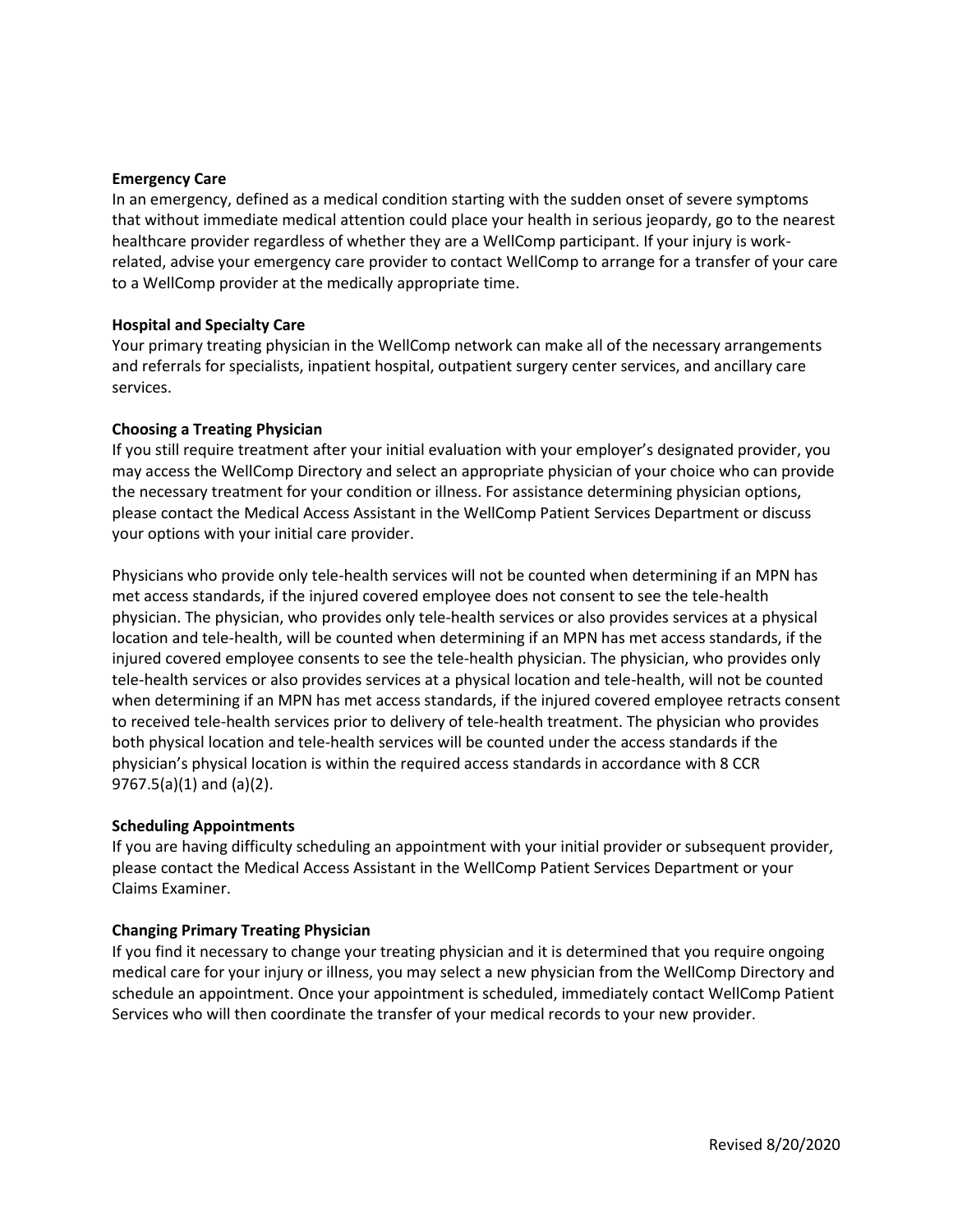**Emergency Care**

In an emergency, defined as a medical condition starting with the sudden onset of severe symptoms that without immediate medical attention could place your health in serious jeopardy, go to the nearest healthcare provider regardless of whether they are a WellComp participant. If your injury is work-related, advise your emergency care provider to contact WellComp to arrange for a transfer of your care to a WellComp provider at the medically appropriate time.

**Hospital and Specialty Care**

Your primary treating physician in the WellComp network can make all of the necessary arrangements and referrals for specialists, inpatient hospital, outpatient surgery center services, and ancillary care services.

**Choosing a Treating Physician**

If you still require treatment after your initial evaluation with your employer's designated provider, you may access the WellComp Directory and select an appropriate physician of your choice who can provide the necessary treatment for your condition or illness. For assistance determining physician options, please contact the Medical Access Assistant in the WellComp Patient Services Department or discuss your options with your initial care provider.

Physicians who provide only tele-health services will not be counted when determining if an MPN has met access standards, if the injured covered employee does not consent to see the tele-health physician. The physician, who provides only tele-health services or also provides services at a physical location and tele-health, will be counted when determining if an MPN has met access standards, if the injured covered employee consents to see the tele-health physician. The physician, who provides only tele-health services or also provides services at a physical location and tele-health, will not be counted when determining if an MPN has met access standards, if the injured covered employee retracts consent to received tele-health services prior to delivery of tele-health treatment. The physician who provides both physical location and tele-health services will be counted under the access standards if the physician's physical location is within the required access standards in accordance with 8 CCR 9767.5(a)(1) and (a)(2).

**Scheduling Appointments**

If you are having difficulty scheduling an appointment with your initial provider or subsequent provider, please contact the Medical Access Assistant in the WellComp Patient Services Department or your Claims Examiner.

**Changing Primary Treating Physician**

If you find it necessary to change your treating physician and it is determined that you require ongoing medical care for your injury or illness, you may select a new physician from the WellComp Directory and schedule an appointment. Once your appointment is scheduled, immediately contact WellComp Patient Services who will then coordinate the transfer of your medical records to your new provider.

Revised 8/20/2020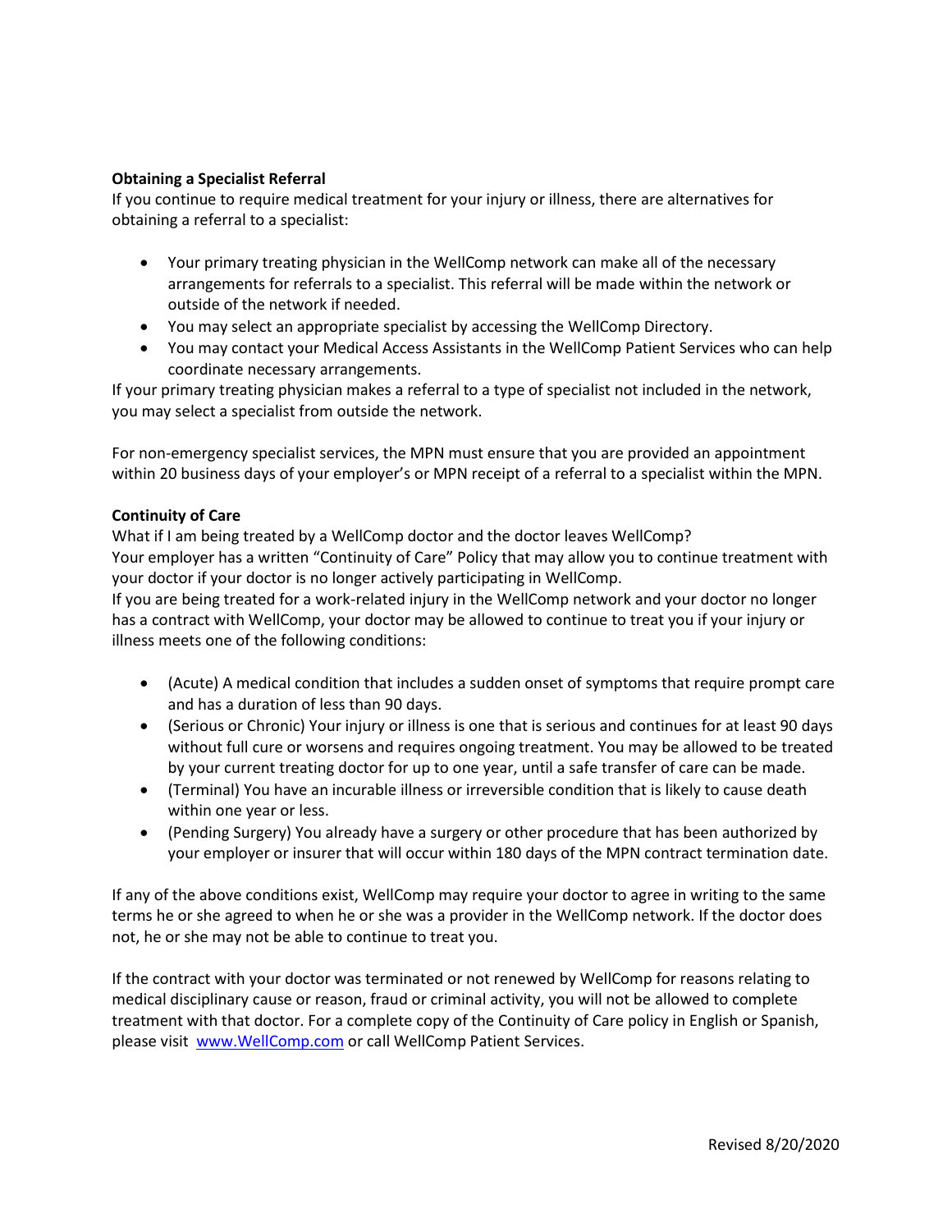**Obtaining a Specialist Referral**

If you continue to require medical treatment for your injury or illness, there are alternatives for obtaining a referral to a specialist:

- Your primary treating physician in the WellComp network can make all of the necessary arrangements for referrals to a specialist. This referral will be made within the network or outside of the network if needed.
- You may select an appropriate specialist by accessing the WellComp Directory.
- You may contact your Medical Access Assistants in the WellComp Patient Services who can help coordinate necessary arrangements.

If your primary treating physician makes a referral to a type of specialist not included in the network, you may select a specialist from outside the network.

For non-emergency specialist services, the MPN must ensure that you are provided an appointment within 20 business days of your employer's or MPN receipt of a referral to a specialist within the MPN.

**Continuity of Care**

What if I am being treated by a WellComp doctor and the doctor leaves WellComp?

Your employer has a written "Continuity of Care" Policy that may allow you to continue treatment with your doctor if your doctor is no longer actively participating in WellComp.

If you are being treated for a work-related injury in the WellComp network and your doctor no longer has a contract with WellComp, your doctor may be allowed to continue to treat you if your injury or illness meets one of the following conditions:

- (Acute) A medical condition that includes a sudden onset of symptoms that require prompt care and has a duration of less than 90 days.
- (Serious or Chronic) Your injury or illness is one that is serious and continues for at least 90 days without full cure or worsens and requires ongoing treatment. You may be allowed to be treated by your current treating doctor for up to one year, until a safe transfer of care can be made.
- (Terminal) You have an incurable illness or irreversible condition that is likely to cause death within one year or less.
- (Pending Surgery) You already have a surgery or other procedure that has been authorized by your employer or insurer that will occur within 180 days of the MPN contract termination date.

If any of the above conditions exist, WellComp may require your doctor to agree in writing to the same terms he or she agreed to when he or she was a provider in the WellComp network. If the doctor does not, he or she may not be able to continue to treat you.

If the contract with your doctor was terminated or not renewed by WellComp for reasons relating to medical disciplinary cause or reason, fraud or criminal activity, you will not be allowed to complete treatment with that doctor. For a complete copy of the Continuity of Care policy in English or Spanish, please visit [www.WellComp.com](http://www.WellComp.com) or call WellComp Patient Services.

Revised 8/20/2020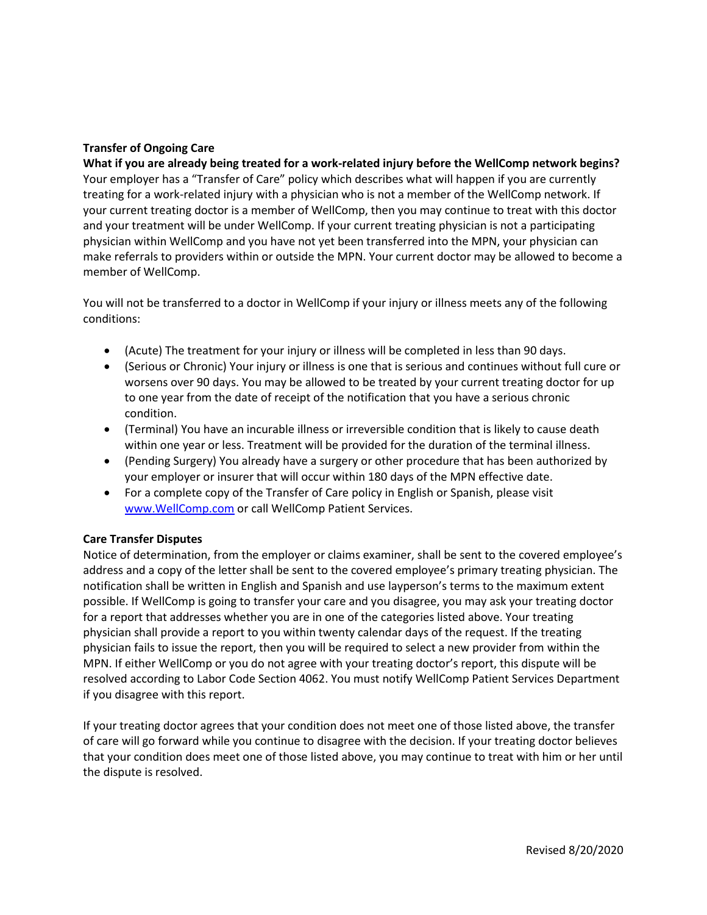## Transfer of Ongoing Care

**What if you are already being treated for a work-related injury before the WellComp network begins?**
Your employer has a "Transfer of Care" policy which describes what will happen if you are currently treating for a work-related injury with a physician who is not a member of the WellComp network. If your current treating doctor is a member of WellComp, then you may continue to treat with this doctor and your treatment will be under WellComp. If your current treating physician is not a participating physician within WellComp and you have not yet been transferred into the MPN, your physician can make referrals to providers within or outside the MPN. Your current doctor may be allowed to become a member of WellComp.

You will not be transferred to a doctor in WellComp if your injury or illness meets any of the following conditions:

- (Acute) The treatment for your injury or illness will be completed in less than 90 days.
- (Serious or Chronic) Your injury or illness is one that is serious and continues without full cure or worsens over 90 days. You may be allowed to be treated by your current treating doctor for up to one year from the date of receipt of the notification that you have a serious chronic condition.
- (Terminal) You have an incurable illness or irreversible condition that is likely to cause death within one year or less. Treatment will be provided for the duration of the terminal illness.
- (Pending Surgery) You already have a surgery or other procedure that has been authorized by your employer or insurer that will occur within 180 days of the MPN effective date.
- For a complete copy of the Transfer of Care policy in English or Spanish, please visit [www.WellComp.com](http://www.WellComp.com) or call WellComp Patient Services.

## Care Transfer Disputes

Notice of determination, from the employer or claims examiner, shall be sent to the covered employee's address and a copy of the letter shall be sent to the covered employee's primary treating physician. The notification shall be written in English and Spanish and use layperson's terms to the maximum extent possible. If WellComp is going to transfer your care and you disagree, you may ask your treating doctor for a report that addresses whether you are in one of the categories listed above. Your treating physician shall provide a report to you within twenty calendar days of the request. If the treating physician fails to issue the report, then you will be required to select a new provider from within the MPN. If either WellComp or you do not agree with your treating doctor's report, this dispute will be resolved according to Labor Code Section 4062. You must notify WellComp Patient Services Department if you disagree with this report.

If your treating doctor agrees that your condition does not meet one of those listed above, the transfer of care will go forward while you continue to disagree with the decision. If your treating doctor believes that your condition does meet one of those listed above, you may continue to treat with him or her until the dispute is resolved.

Revised 8/20/2020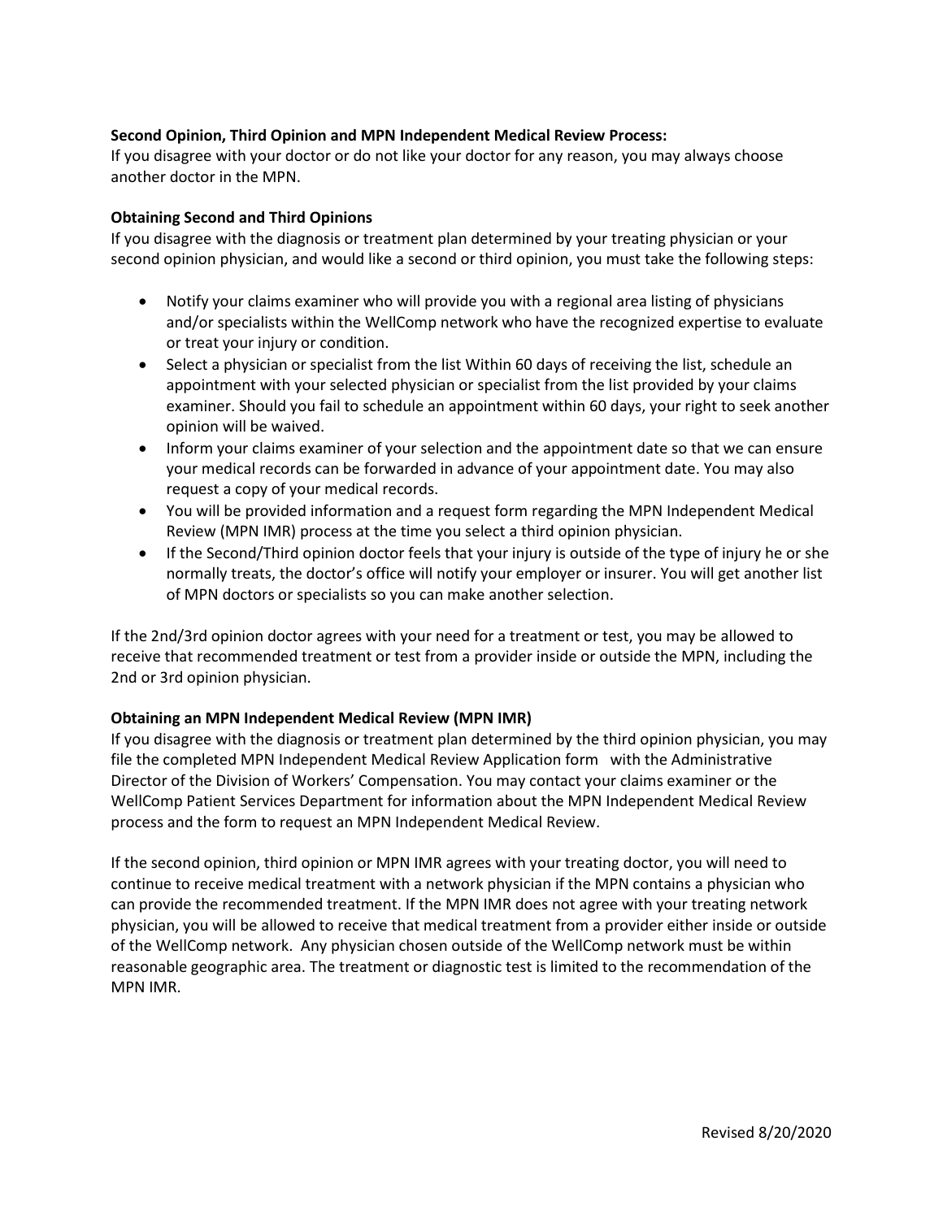**Second Opinion, Third Opinion and MPN Independent Medical Review Process:**
If you disagree with your doctor or do not like your doctor for any reason, you may always choose another doctor in the MPN.

**Obtaining Second and Third Opinions**
If you disagree with the diagnosis or treatment plan determined by your treating physician or your second opinion physician, and would like a second or third opinion, you must take the following steps:

- Notify your claims examiner who will provide you with a regional area listing of physicians and/or specialists within the WellComp network who have the recognized expertise to evaluate or treat your injury or condition.
- Select a physician or specialist from the list Within 60 days of receiving the list, schedule an appointment with your selected physician or specialist from the list provided by your claims examiner. Should you fail to schedule an appointment within 60 days, your right to seek another opinion will be waived.
- Inform your claims examiner of your selection and the appointment date so that we can ensure your medical records can be forwarded in advance of your appointment date. You may also request a copy of your medical records.
- You will be provided information and a request form regarding the MPN Independent Medical Review (MPN IMR) process at the time you select a third opinion physician.
- If the Second/Third opinion doctor feels that your injury is outside of the type of injury he or she normally treats, the doctor's office will notify your employer or insurer. You will get another list of MPN doctors or specialists so you can make another selection.

If the 2nd/3rd opinion doctor agrees with your need for a treatment or test, you may be allowed to receive that recommended treatment or test from a provider inside or outside the MPN, including the 2nd or 3rd opinion physician.

**Obtaining an MPN Independent Medical Review (MPN IMR)**
If you disagree with the diagnosis or treatment plan determined by the third opinion physician, you may file the completed MPN Independent Medical Review Application form with the Administrative Director of the Division of Workers' Compensation. You may contact your claims examiner or the WellComp Patient Services Department for information about the MPN Independent Medical Review process and the form to request an MPN Independent Medical Review.

If the second opinion, third opinion or MPN IMR agrees with your treating doctor, you will need to continue to receive medical treatment with a network physician if the MPN contains a physician who can provide the recommended treatment. If the MPN IMR does not agree with your treating network physician, you will be allowed to receive that medical treatment from a provider either inside or outside of the WellComp network. Any physician chosen outside of the WellComp network must be within reasonable geographic area. The treatment or diagnostic test is limited to the recommendation of the MPN IMR.

Revised 8/20/2020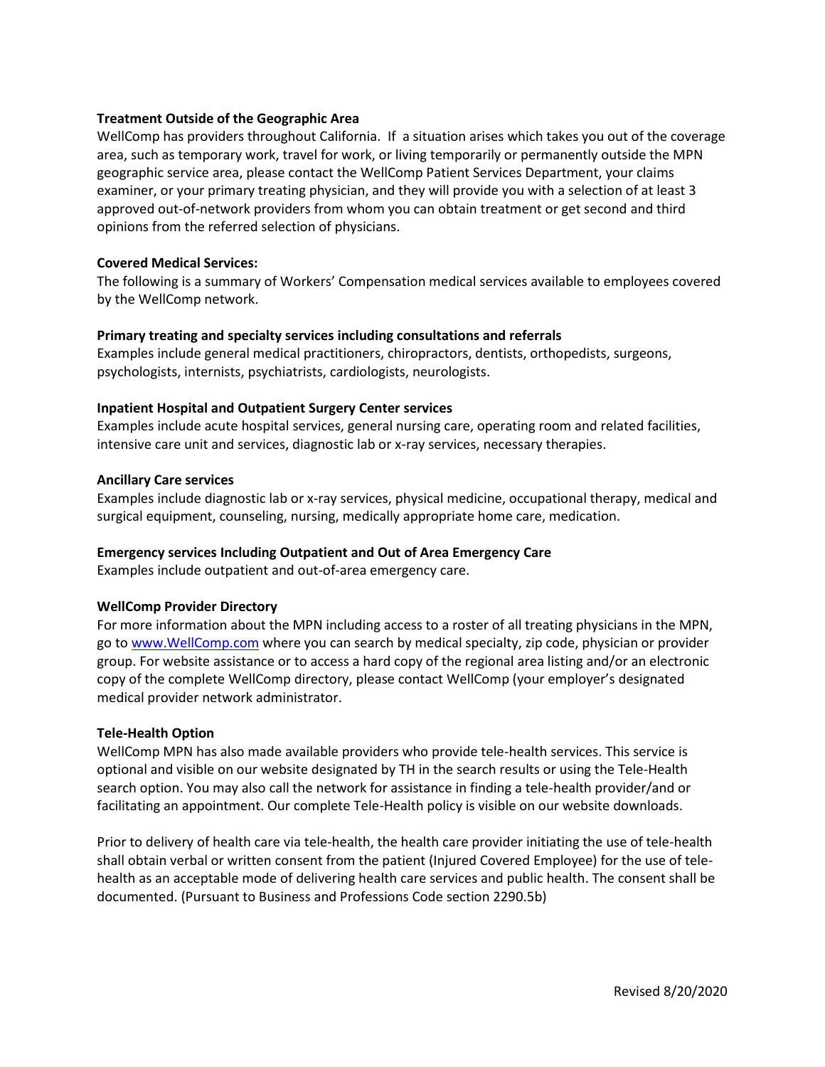**Treatment Outside of the Geographic Area**

WellComp has providers throughout California. If a situation arises which takes you out of the coverage area, such as temporary work, travel for work, or living temporarily or permanently outside the MPN geographic service area, please contact the WellComp Patient Services Department, your claims examiner, or your primary treating physician, and they will provide you with a selection of at least 3 approved out-of-network providers from whom you can obtain treatment or get second and third opinions from the referred selection of physicians.

**Covered Medical Services:**

The following is a summary of Workers' Compensation medical services available to employees covered by the WellComp network.

**Primary treating and specialty services including consultations and referrals**

Examples include general medical practitioners, chiropractors, dentists, orthopedists, surgeons, psychologists, internists, psychiatrists, cardiologists, neurologists.

**Inpatient Hospital and Outpatient Surgery Center services**

Examples include acute hospital services, general nursing care, operating room and related facilities, intensive care unit and services, diagnostic lab or x-ray services, necessary therapies.

**Ancillary Care services**

Examples include diagnostic lab or x-ray services, physical medicine, occupational therapy, medical and surgical equipment, counseling, nursing, medically appropriate home care, medication.

**Emergency services Including Outpatient and Out of Area Emergency Care**

Examples include outpatient and out-of-area emergency care.

**WellComp Provider Directory**

For more information about the MPN including access to a roster of all treating physicians in the MPN, go to [www.WellComp.com](http://www.WellComp.com) where you can search by medical specialty, zip code, physician or provider group. For website assistance or to access a hard copy of the regional area listing and/or an electronic copy of the complete WellComp directory, please contact WellComp (your employer's designated medical provider network administrator.

**Tele-Health Option**

WellComp MPN has also made available providers who provide tele-health services. This service is optional and visible on our website designated by TH in the search results or using the Tele-Health search option. You may also call the network for assistance in finding a tele-health provider/and or facilitating an appointment. Our complete Tele-Health policy is visible on our website downloads.

Prior to delivery of health care via tele-health, the health care provider initiating the use of tele-health shall obtain verbal or written consent from the patient (Injured Covered Employee) for the use of tele-health as an acceptable mode of delivering health care services and public health. The consent shall be documented. (Pursuant to Business and Professions Code section 2290.5b)

Revised 8/20/2020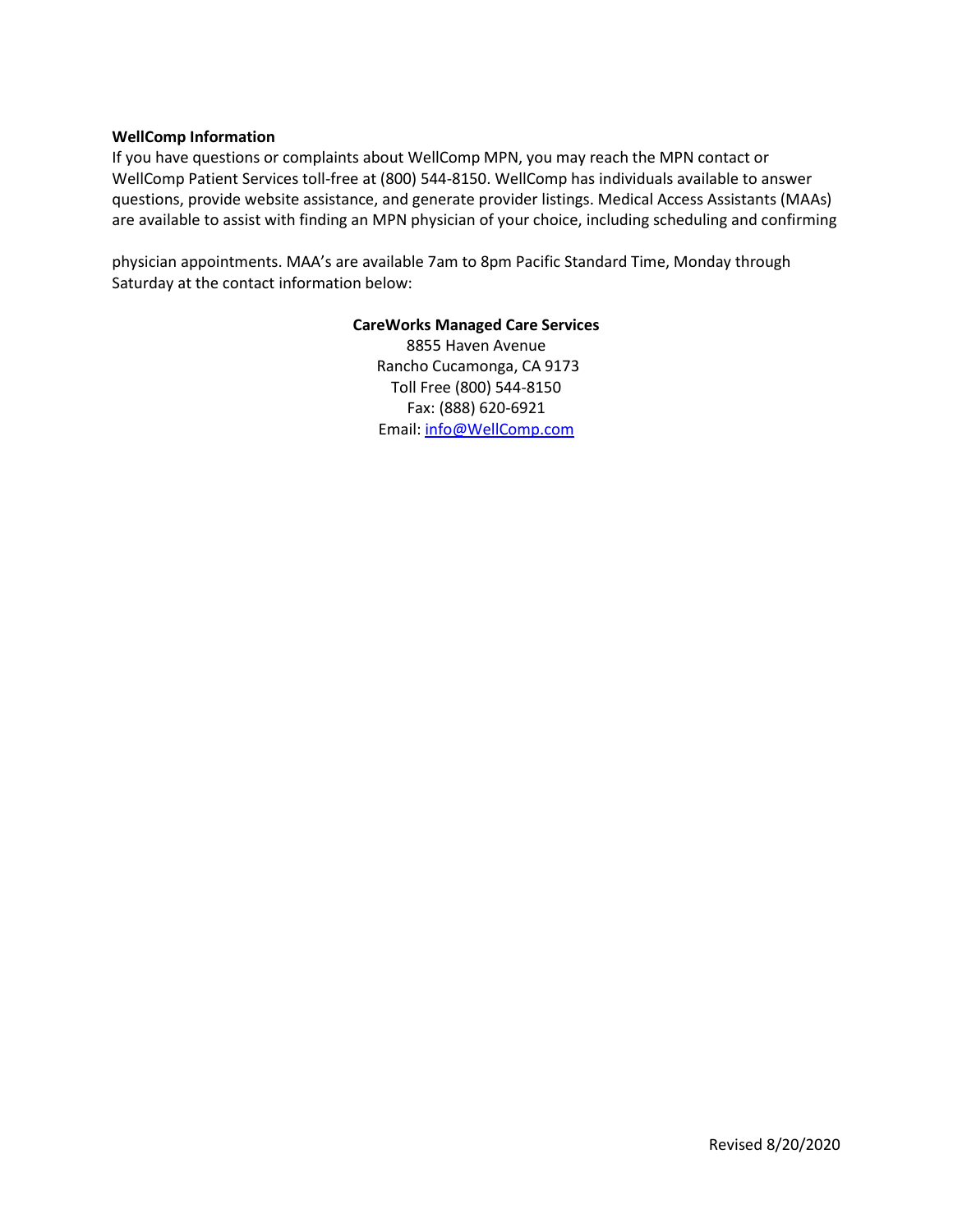**WellComp Information**

If you have questions or complaints about WellComp MPN, you may reach the MPN contact or WellComp Patient Services toll-free at (800) 544-8150. WellComp has individuals available to answer questions, provide website assistance, and generate provider listings. Medical Access Assistants (MAAs) are available to assist with finding an MPN physician of your choice, including scheduling and confirming physician appointments. MAA's are available 7am to 8pm Pacific Standard Time, Monday through Saturday at the contact information below:

**CareWorks Managed Care Services**
8855 Haven Avenue
Rancho Cucamonga, CA 9173
Toll Free (800) 544-8150
Fax: (888) 620-6921
Email: info@WellComp.com

Revised 8/20/2020